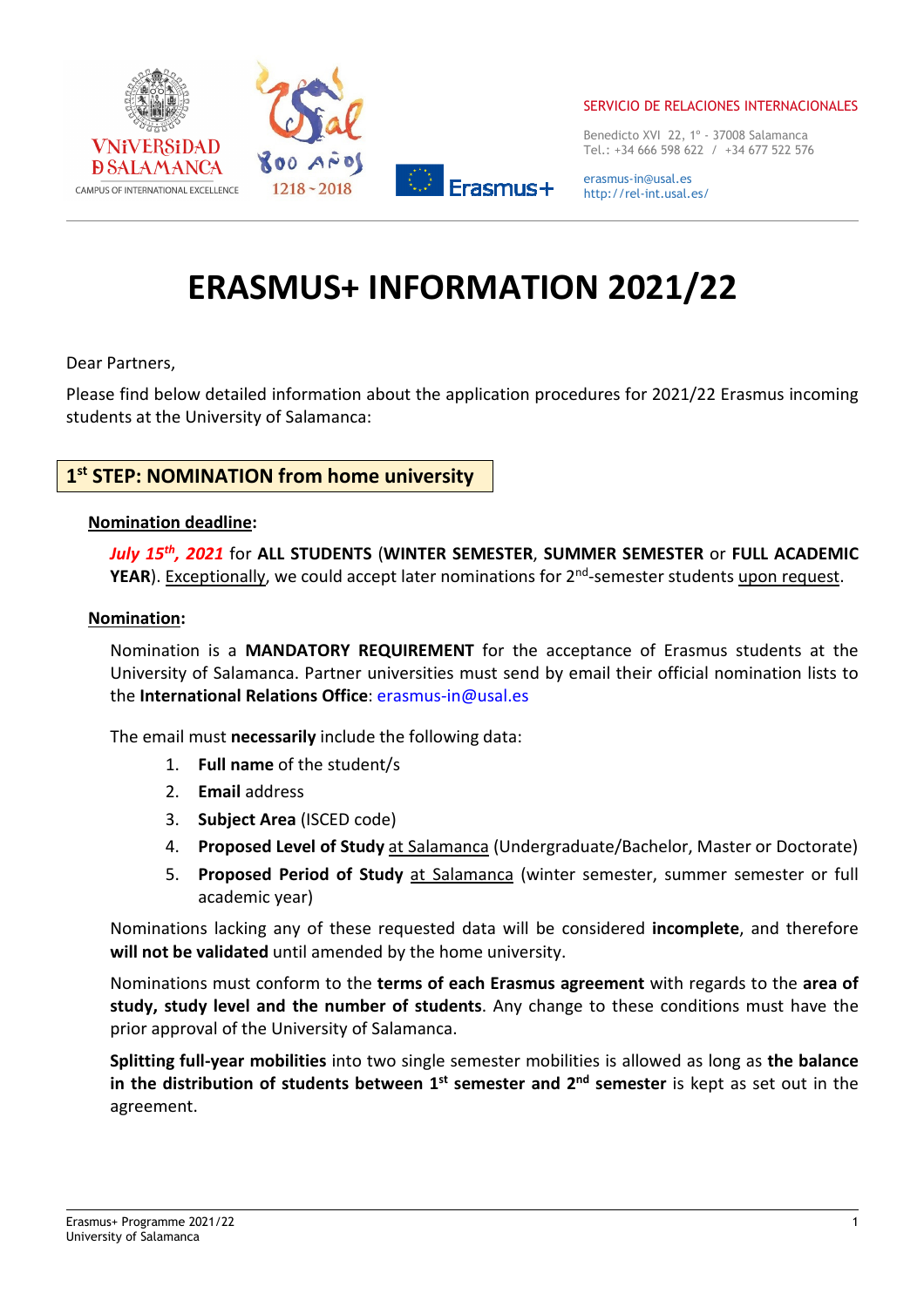SERVICIO DE RELACIONES INTERNACIONALES

Benedicto XVI 22, 1º - 37008 Salamanca
Tel.: +34 666 598 622 / +34 677 522 576

erasmus-in@usal.es
http://rel-int.usal.es/

# ERASMUS+ INFORMATION 2021/22

Dear Partners,

Please find below detailed information about the application procedures for 2021/22 Erasmus incoming students at the University of Salamanca:

## 1st STEP: NOMINATION from home university

**Nomination deadline:**

***July 15th, 2021*** for **ALL STUDENTS** (**WINTER SEMESTER**, **SUMMER SEMESTER** or **FULL ACADEMIC YEAR**). Exceptionally, we could accept later nominations for 2nd-semester students upon request.

**Nomination:**

Nomination is a **MANDATORY REQUIREMENT** for the acceptance of Erasmus students at the University of Salamanca. Partner universities must send by email their official nomination lists to the **International Relations Office**: erasmus-in@usal.es

The email must **necessarily** include the following data:

1. **Full name** of the student/s
2. **Email** address
3. **Subject Area** (ISCED code)
4. **Proposed Level of Study** at Salamanca (Undergraduate/Bachelor, Master or Doctorate)
5. **Proposed Period of Study** at Salamanca (winter semester, summer semester or full academic year)

Nominations lacking any of these requested data will be considered **incomplete**, and therefore **will not be validated** until amended by the home university.

Nominations must conform to the **terms of each Erasmus agreement** with regards to the **area of study, study level and the number of students**. Any change to these conditions must have the prior approval of the University of Salamanca.

**Splitting full-year mobilities** into two single semester mobilities is allowed as long as **the balance in the distribution of students between 1st semester and 2nd semester** is kept as set out in the agreement.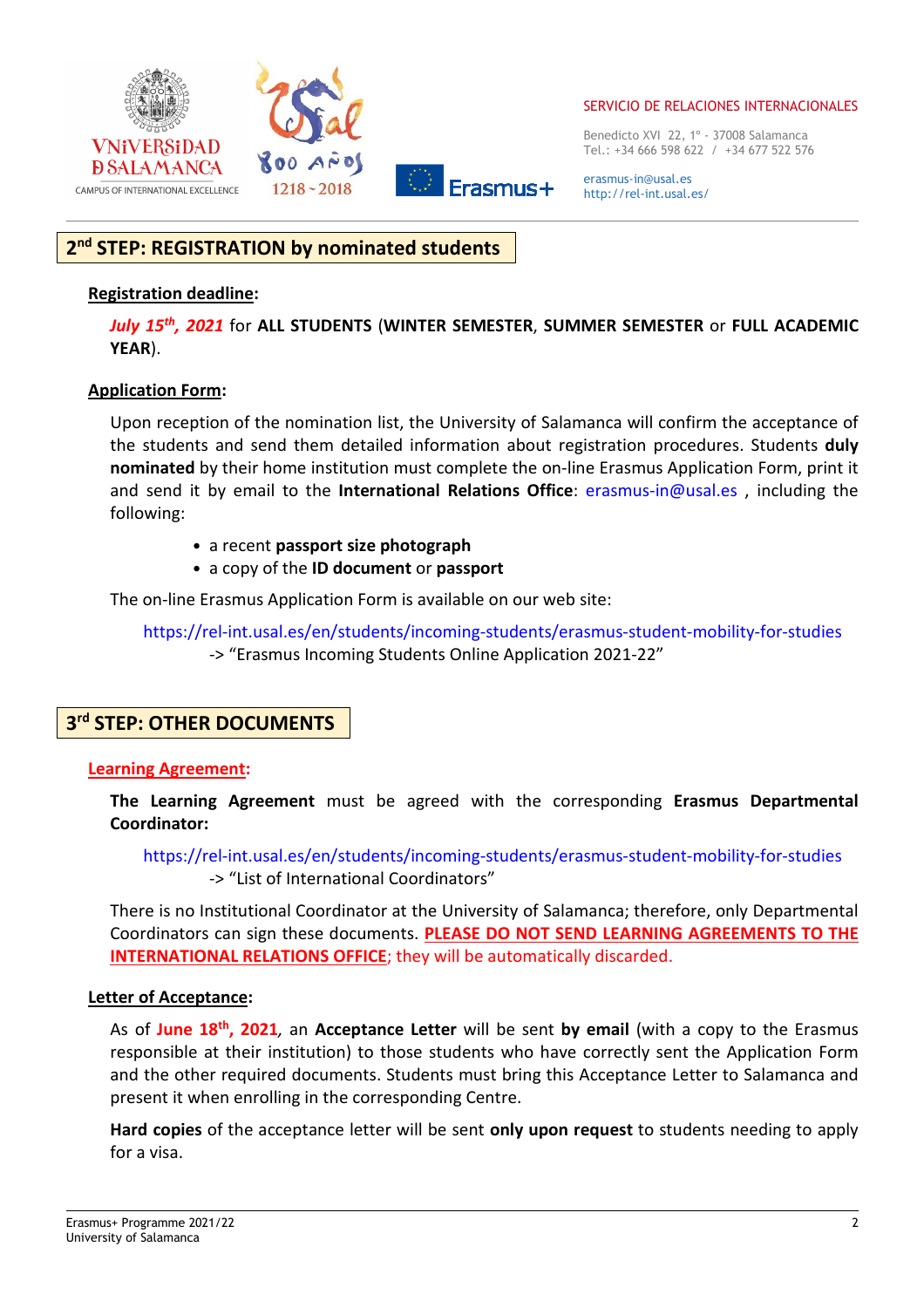## 2nd STEP: REGISTRATION by nominated students

**Registration deadline:**

***July 15th, 2021*** for **ALL STUDENTS** (**WINTER SEMESTER**, **SUMMER SEMESTER** or **FULL ACADEMIC YEAR**).

**Application Form:**

Upon reception of the nomination list, the University of Salamanca will confirm the acceptance of the students and send them detailed information about registration procedures. Students **duly nominated** by their home institution must complete the on-line Erasmus Application Form, print it and send it by email to the **International Relations Office**: erasmus-in@usal.es , including the following:

- a recent **passport size photograph**
- a copy of the **ID document** or **passport**

The on-line Erasmus Application Form is available on our web site:

https://rel-int.usal.es/en/students/incoming-students/erasmus-student-mobility-for-studies
-> "Erasmus Incoming Students Online Application 2021-22"

## 3rd STEP: OTHER DOCUMENTS

**Learning Agreement:**

**The Learning Agreement** must be agreed with the corresponding **Erasmus Departmental Coordinator:**

https://rel-int.usal.es/en/students/incoming-students/erasmus-student-mobility-for-studies
-> "List of International Coordinators"

There is no Institutional Coordinator at the University of Salamanca; therefore, only Departmental Coordinators can sign these documents. **PLEASE DO NOT SEND LEARNING AGREEMENTS TO THE INTERNATIONAL RELATIONS OFFICE**; they will be automatically discarded.

**Letter of Acceptance:**

As of **June 18th, 2021**, an **Acceptance Letter** will be sent **by email** (with a copy to the Erasmus responsible at their institution) to those students who have correctly sent the Application Form and the other required documents. Students must bring this Acceptance Letter to Salamanca and present it when enrolling in the corresponding Centre.

**Hard copies** of the acceptance letter will be sent **only upon request** to students needing to apply for a visa.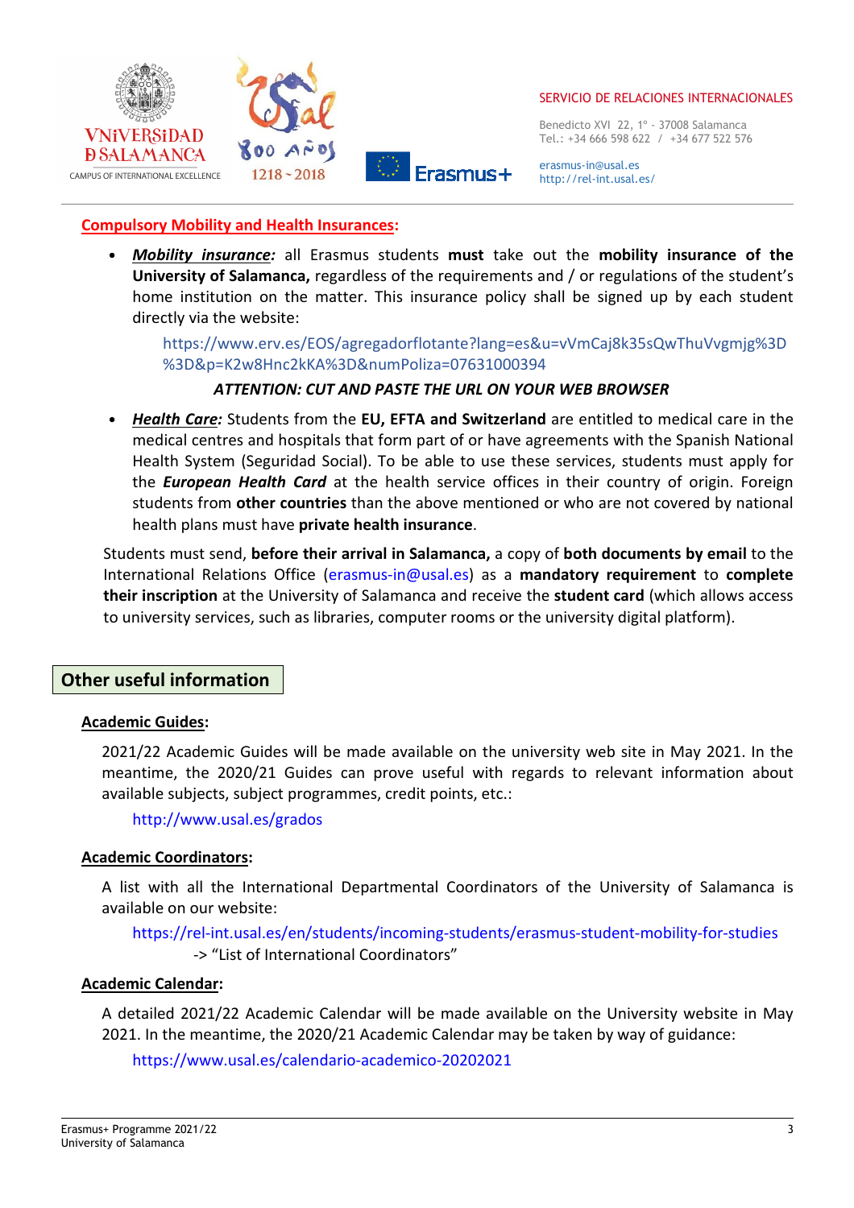**Compulsory Mobility and Health Insurances:**

- ***Mobility insurance:*** all Erasmus students **must** take out the **mobility insurance of the University of Salamanca,** regardless of the requirements and / or regulations of the student's home institution on the matter. This insurance policy shall be signed up by each student directly via the website:

  https://www.erv.es/EOS/agregadorflotante?lang=es&u=vVmCaj8k35sQwThuVvgmjg%3D%3D&p=K2w8Hnc2kKA%3D&numPoliza=07631000394

  ***ATTENTION: CUT AND PASTE THE URL ON YOUR WEB BROWSER***

- ***Health Care:*** Students from the **EU, EFTA and Switzerland** are entitled to medical care in the medical centres and hospitals that form part of or have agreements with the Spanish National Health System (Seguridad Social). To be able to use these services, students must apply for the ***European Health Card*** at the health service offices in their country of origin. Foreign students from **other countries** than the above mentioned or who are not covered by national health plans must have **private health insurance**.

Students must send, **before their arrival in Salamanca,** a copy of **both documents by email** to the International Relations Office (erasmus-in@usal.es) as a **mandatory requirement** to **complete their inscription** at the University of Salamanca and receive the **student card** (which allows access to university services, such as libraries, computer rooms or the university digital platform).

## Other useful information

**Academic Guides:**

2021/22 Academic Guides will be made available on the university web site in May 2021. In the meantime, the 2020/21 Guides can prove useful with regards to relevant information about available subjects, subject programmes, credit points, etc.:

http://www.usal.es/grados

**Academic Coordinators:**

A list with all the International Departmental Coordinators of the University of Salamanca is available on our website:

https://rel-int.usal.es/en/students/incoming-students/erasmus-student-mobility-for-studies -> "List of International Coordinators"

**Academic Calendar:**

A detailed 2021/22 Academic Calendar will be made available on the University website in May 2021. In the meantime, the 2020/21 Academic Calendar may be taken by way of guidance:

https://www.usal.es/calendario-academico-20202021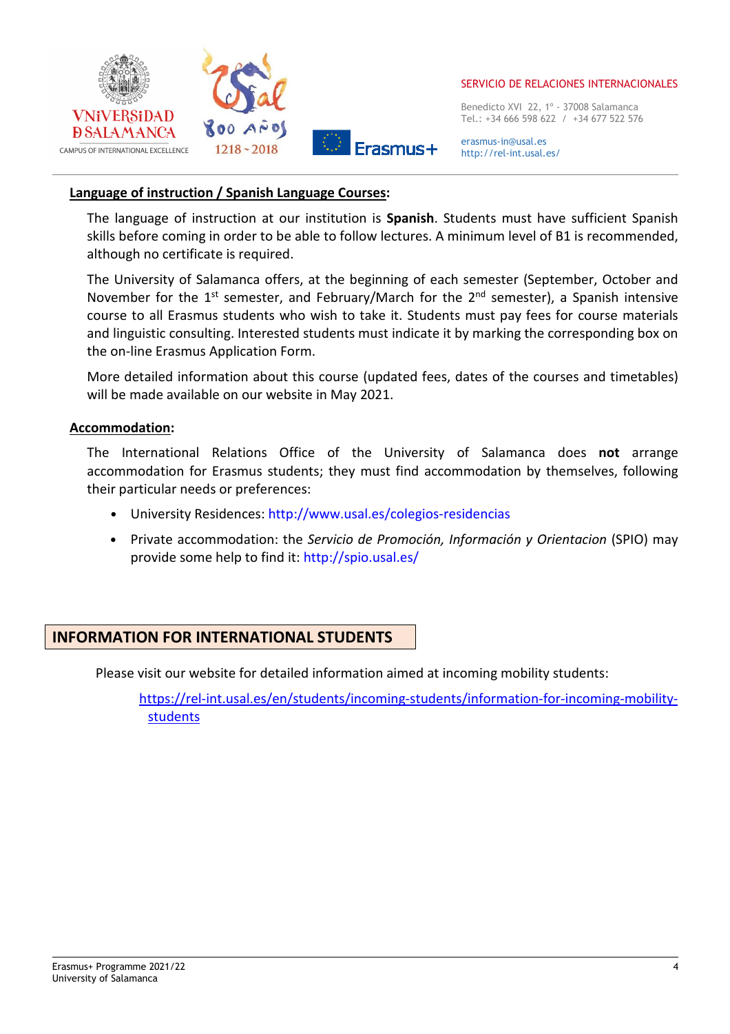**Language of instruction / Spanish Language Courses:**

The language of instruction at our institution is **Spanish**. Students must have sufficient Spanish skills before coming in order to be able to follow lectures. A minimum level of B1 is recommended, although no certificate is required.

The University of Salamanca offers, at the beginning of each semester (September, October and November for the 1st semester, and February/March for the 2nd semester), a Spanish intensive course to all Erasmus students who wish to take it. Students must pay fees for course materials and linguistic consulting. Interested students must indicate it by marking the corresponding box on the on-line Erasmus Application Form.

More detailed information about this course (updated fees, dates of the courses and timetables) will be made available on our website in May 2021.

**Accommodation:**

The International Relations Office of the University of Salamanca does **not** arrange accommodation for Erasmus students; they must find accommodation by themselves, following their particular needs or preferences:

- University Residences: http://www.usal.es/colegios-residencias
- Private accommodation: the *Servicio de Promoción, Información y Orientacion* (SPIO) may provide some help to find it: http://spio.usal.es/

## INFORMATION FOR INTERNATIONAL STUDENTS

Please visit our website for detailed information aimed at incoming mobility students:

https://rel-int.usal.es/en/students/incoming-students/information-for-incoming-mobility-students